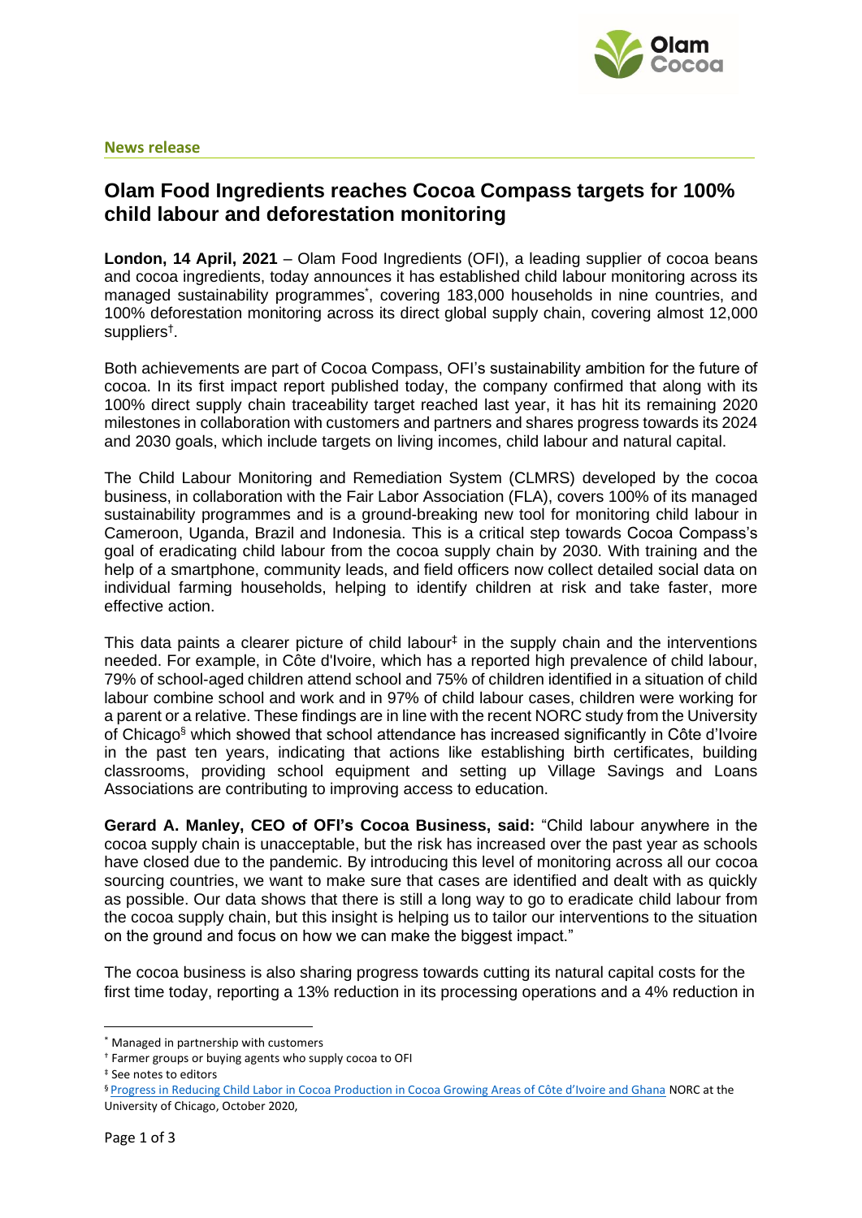**News release**

# Olam Food Ingredients reaches Cocoa Compass targets for 100% child labour and deforestation monitoring

**London, 14 April, 2021** – Olam Food Ingredients (OFI), a leading supplier of cocoa beans and cocoa ingredients, today announces it has established child labour monitoring across its managed sustainability programmes[*], covering 183,000 households in nine countries, and 100% deforestation monitoring across its direct global supply chain, covering almost 12,000 suppliers[†].

Both achievements are part of Cocoa Compass, OFI's sustainability ambition for the future of cocoa. In its first impact report published today, the company confirmed that along with its 100% direct supply chain traceability target reached last year, it has hit its remaining 2020 milestones in collaboration with customers and partners and shares progress towards its 2024 and 2030 goals, which include targets on living incomes, child labour and natural capital.

The Child Labour Monitoring and Remediation System (CLMRS) developed by the cocoa business, in collaboration with the Fair Labor Association (FLA), covers 100% of its managed sustainability programmes and is a ground-breaking new tool for monitoring child labour in Cameroon, Uganda, Brazil and Indonesia. This is a critical step towards Cocoa Compass's goal of eradicating child labour from the cocoa supply chain by 2030. With training and the help of a smartphone, community leads, and field officers now collect detailed social data on individual farming households, helping to identify children at risk and take faster, more effective action.

This data paints a clearer picture of child labour[‡] in the supply chain and the interventions needed. For example, in Côte d'Ivoire, which has a reported high prevalence of child labour, 79% of school-aged children attend school and 75% of children identified in a situation of child labour combine school and work and in 97% of child labour cases, children were working for a parent or a relative. These findings are in line with the recent NORC study from the University of Chicago[§] which showed that school attendance has increased significantly in Côte d'Ivoire in the past ten years, indicating that actions like establishing birth certificates, building classrooms, providing school equipment and setting up Village Savings and Loans Associations are contributing to improving access to education.

**Gerard A. Manley, CEO of OFI's Cocoa Business, said:** "Child labour anywhere in the cocoa supply chain is unacceptable, but the risk has increased over the past year as schools have closed due to the pandemic. By introducing this level of monitoring across all our cocoa sourcing countries, we want to make sure that cases are identified and dealt with as quickly as possible. Our data shows that there is still a long way to go to eradicate child labour from the cocoa supply chain, but this insight is helping us to tailor our interventions to the situation on the ground and focus on how we can make the biggest impact."

The cocoa business is also sharing progress towards cutting its natural capital costs for the first time today, reporting a 13% reduction in its processing operations and a 4% reduction in

---

[*] Managed in partnership with customers

[†] Farmer groups or buying agents who supply cocoa to OFI

[‡] See notes to editors

[§] Progress in Reducing Child Labor in Cocoa Production in Cocoa Growing Areas of Côte d'Ivoire and Ghana NORC at the University of Chicago, October 2020,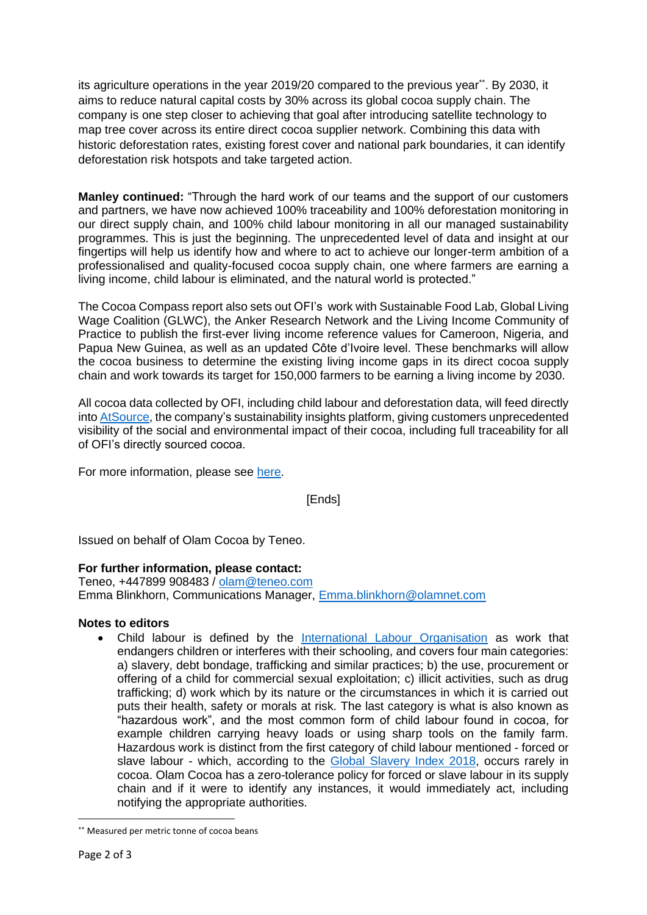its agriculture operations in the year 2019/20 compared to the previous year[**]. By 2030, it aims to reduce natural capital costs by 30% across its global cocoa supply chain. The company is one step closer to achieving that goal after introducing satellite technology to map tree cover across its entire direct cocoa supplier network. Combining this data with historic deforestation rates, existing forest cover and national park boundaries, it can identify deforestation risk hotspots and take targeted action.

**Manley continued:** "Through the hard work of our teams and the support of our customers and partners, we have now achieved 100% traceability and 100% deforestation monitoring in our direct supply chain, and 100% child labour monitoring in all our managed sustainability programmes. This is just the beginning. The unprecedented level of data and insight at our fingertips will help us identify how and where to act to achieve our longer-term ambition of a professionalised and quality-focused cocoa supply chain, one where farmers are earning a living income, child labour is eliminated, and the natural world is protected."

The Cocoa Compass report also sets out OFI's work with Sustainable Food Lab, Global Living Wage Coalition (GLWC), the Anker Research Network and the Living Income Community of Practice to publish the first-ever living income reference values for Cameroon, Nigeria, and Papua New Guinea, as well as an updated Côte d'Ivoire level. These benchmarks will allow the cocoa business to determine the existing living income gaps in its direct cocoa supply chain and work towards its target for 150,000 farmers to be earning a living income by 2030.

All cocoa data collected by OFI, including child labour and deforestation data, will feed directly into AtSource, the company's sustainability insights platform, giving customers unprecedented visibility of the social and environmental impact of their cocoa, including full traceability for all of OFI's directly sourced cocoa.

For more information, please see here.

[Ends]

Issued on behalf of Olam Cocoa by Teneo.

**For further information, please contact:**
Teneo, +447899 908483 / olam@teneo.com
Emma Blinkhorn, Communications Manager, Emma.blinkhorn@olamnet.com

**Notes to editors**

- Child labour is defined by the International Labour Organisation as work that endangers children or interferes with their schooling, and covers four main categories: a) slavery, debt bondage, trafficking and similar practices; b) the use, procurement or offering of a child for commercial sexual exploitation; c) illicit activities, such as drug trafficking; d) work which by its nature or the circumstances in which it is carried out puts their health, safety or morals at risk. The last category is what is also known as "hazardous work", and the most common form of child labour found in cocoa, for example children carrying heavy loads or using sharp tools on the family farm. Hazardous work is distinct from the first category of child labour mentioned - forced or slave labour - which, according to the Global Slavery Index 2018, occurs rarely in cocoa. Olam Cocoa has a zero-tolerance policy for forced or slave labour in its supply chain and if it were to identify any instances, it would immediately act, including notifying the appropriate authorities.

[**] Measured per metric tonne of cocoa beans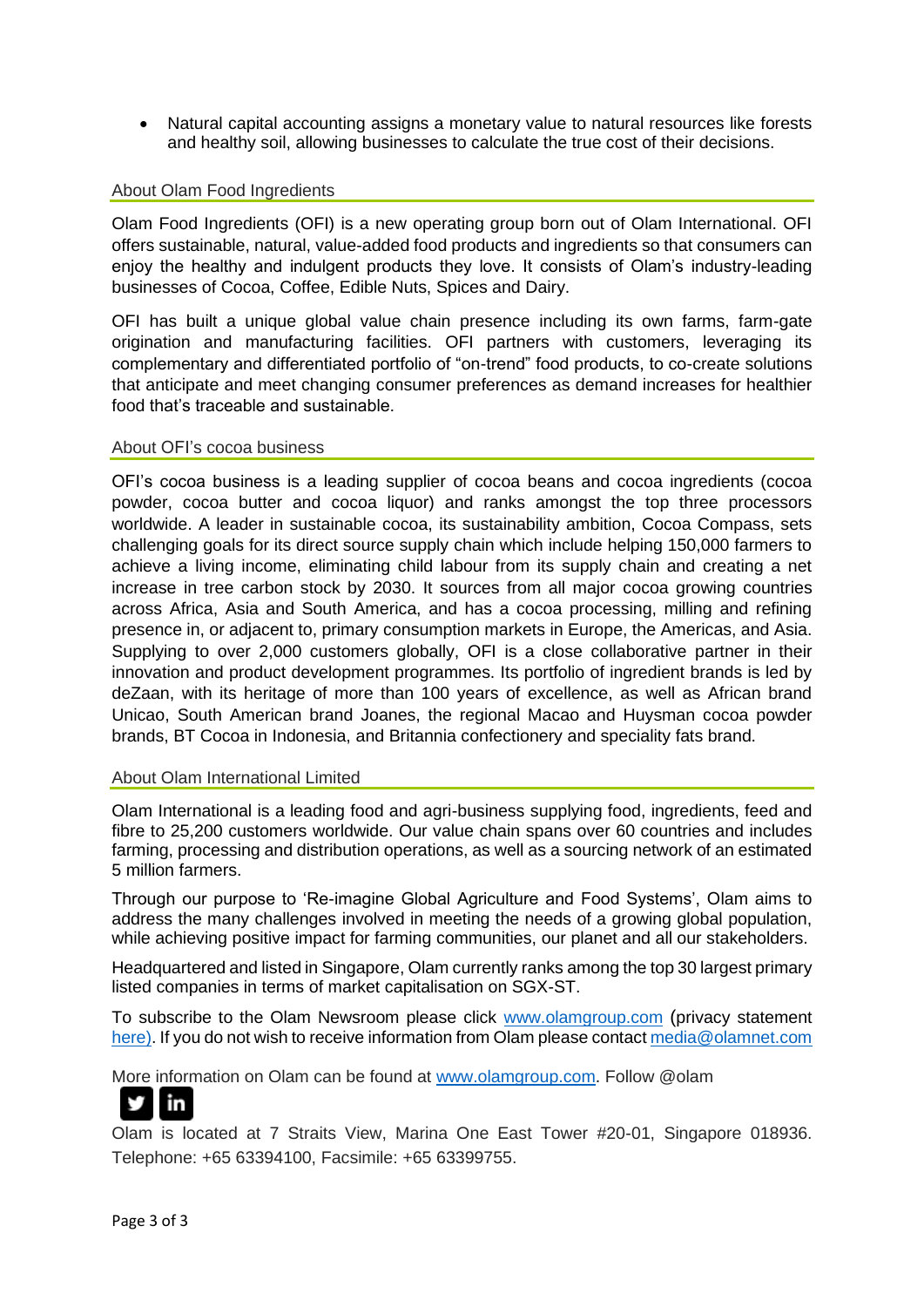- Natural capital accounting assigns a monetary value to natural resources like forests and healthy soil, allowing businesses to calculate the true cost of their decisions.

## About Olam Food Ingredients

Olam Food Ingredients (OFI) is a new operating group born out of Olam International. OFI offers sustainable, natural, value-added food products and ingredients so that consumers can enjoy the healthy and indulgent products they love. It consists of Olam's industry-leading businesses of Cocoa, Coffee, Edible Nuts, Spices and Dairy.

OFI has built a unique global value chain presence including its own farms, farm-gate origination and manufacturing facilities. OFI partners with customers, leveraging its complementary and differentiated portfolio of "on-trend" food products, to co-create solutions that anticipate and meet changing consumer preferences as demand increases for healthier food that's traceable and sustainable.

## About OFI's cocoa business

OFI's cocoa business is a leading supplier of cocoa beans and cocoa ingredients (cocoa powder, cocoa butter and cocoa liquor) and ranks amongst the top three processors worldwide. A leader in sustainable cocoa, its sustainability ambition, Cocoa Compass, sets challenging goals for its direct source supply chain which include helping 150,000 farmers to achieve a living income, eliminating child labour from its supply chain and creating a net increase in tree carbon stock by 2030. It sources from all major cocoa growing countries across Africa, Asia and South America, and has a cocoa processing, milling and refining presence in, or adjacent to, primary consumption markets in Europe, the Americas, and Asia. Supplying to over 2,000 customers globally, OFI is a close collaborative partner in their innovation and product development programmes. Its portfolio of ingredient brands is led by deZaan, with its heritage of more than 100 years of excellence, as well as African brand Unicao, South American brand Joanes, the regional Macao and Huysman cocoa powder brands, BT Cocoa in Indonesia, and Britannia confectionery and speciality fats brand.

## About Olam International Limited

Olam International is a leading food and agri-business supplying food, ingredients, feed and fibre to 25,200 customers worldwide. Our value chain spans over 60 countries and includes farming, processing and distribution operations, as well as a sourcing network of an estimated 5 million farmers.

Through our purpose to 'Re-imagine Global Agriculture and Food Systems', Olam aims to address the many challenges involved in meeting the needs of a growing global population, while achieving positive impact for farming communities, our planet and all our stakeholders.

Headquartered and listed in Singapore, Olam currently ranks among the top 30 largest primary listed companies in terms of market capitalisation on SGX-ST.

To subscribe to the Olam Newsroom please click [www.olamgroup.com](http://www.olamgroup.com) (privacy statement [here](#)). If you do not wish to receive information from Olam please contact [media@olamnet.com](mailto:media@olamnet.com)

More information on Olam can be found at [www.olamgroup.com](http://www.olamgroup.com). Follow @olam

Olam is located at 7 Straits View, Marina One East Tower #20-01, Singapore 018936. Telephone: +65 63394100, Facsimile: +65 63399755.